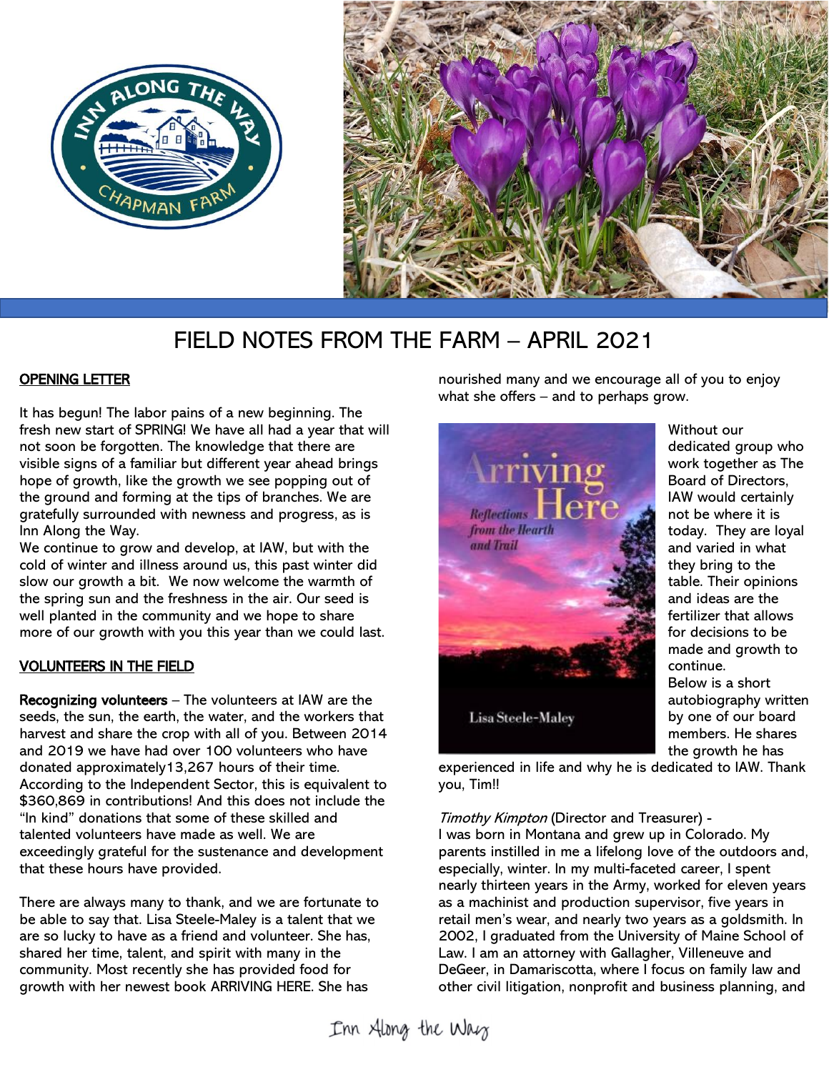# FIELD NOTES FROM THE FARM – APRIL 2021

## OPENING LETTER

It has begun! The labor pains of a new beginning. The fresh new start of SPRING! We have all had a year that will not soon be forgotten. The knowledge that there are visible signs of a familiar but different year ahead brings hope of growth, like the growth we see popping out of the ground and forming at the tips of branches. We are gratefully surrounded with newness and progress, as is Inn Along the Way.

We continue to grow and develop, at IAW, but with the cold of winter and illness around us, this past winter did slow our growth a bit. We now welcome the warmth of the spring sun and the freshness in the air. Our seed is well planted in the community and we hope to share more of our growth with you this year than we could last.

## VOLUNTEERS IN THE FIELD

**Recognizing volunteers** – The volunteers at IAW are the seeds, the sun, the earth, the water, and the workers that harvest and share the crop with all of you. Between 2014 and 2019 we have had over 100 volunteers who have donated approximately13,267 hours of their time. According to the Independent Sector, this is equivalent to $360,869 in contributions! And this does not include the "In kind" donations that some of these skilled and talented volunteers have made as well. We are exceedingly grateful for the sustenance and development that these hours have provided.

There are always many to thank, and we are fortunate to be able to say that. Lisa Steele-Maley is a talent that we are so lucky to have as a friend and volunteer. She has, shared her time, talent, and spirit with many in the community. Most recently she has provided food for growth with her newest book ARRIVING HERE. She has nourished many and we encourage all of you to enjoy what she offers – and to perhaps grow.

Without our dedicated group who work together as The Board of Directors, IAW would certainly not be where it is today. They are loyal and varied in what they bring to the table. Their opinions and ideas are the fertilizer that allows for decisions to be made and growth to continue.

Below is a short autobiography written by one of our board members. He shares the growth he has experienced in life and why he is dedicated to IAW. Thank you, Tim!!

*Timothy Kimpton* (Director and Treasurer) -

I was born in Montana and grew up in Colorado. My parents instilled in me a lifelong love of the outdoors and, especially, winter. In my multi-faceted career, I spent nearly thirteen years in the Army, worked for eleven years as a machinist and production supervisor, five years in retail men's wear, and nearly two years as a goldsmith. In 2002, I graduated from the University of Maine School of Law. I am an attorney with Gallagher, Villeneuve and DeGeer, in Damariscotta, where I focus on family law and other civil litigation, nonprofit and business planning, and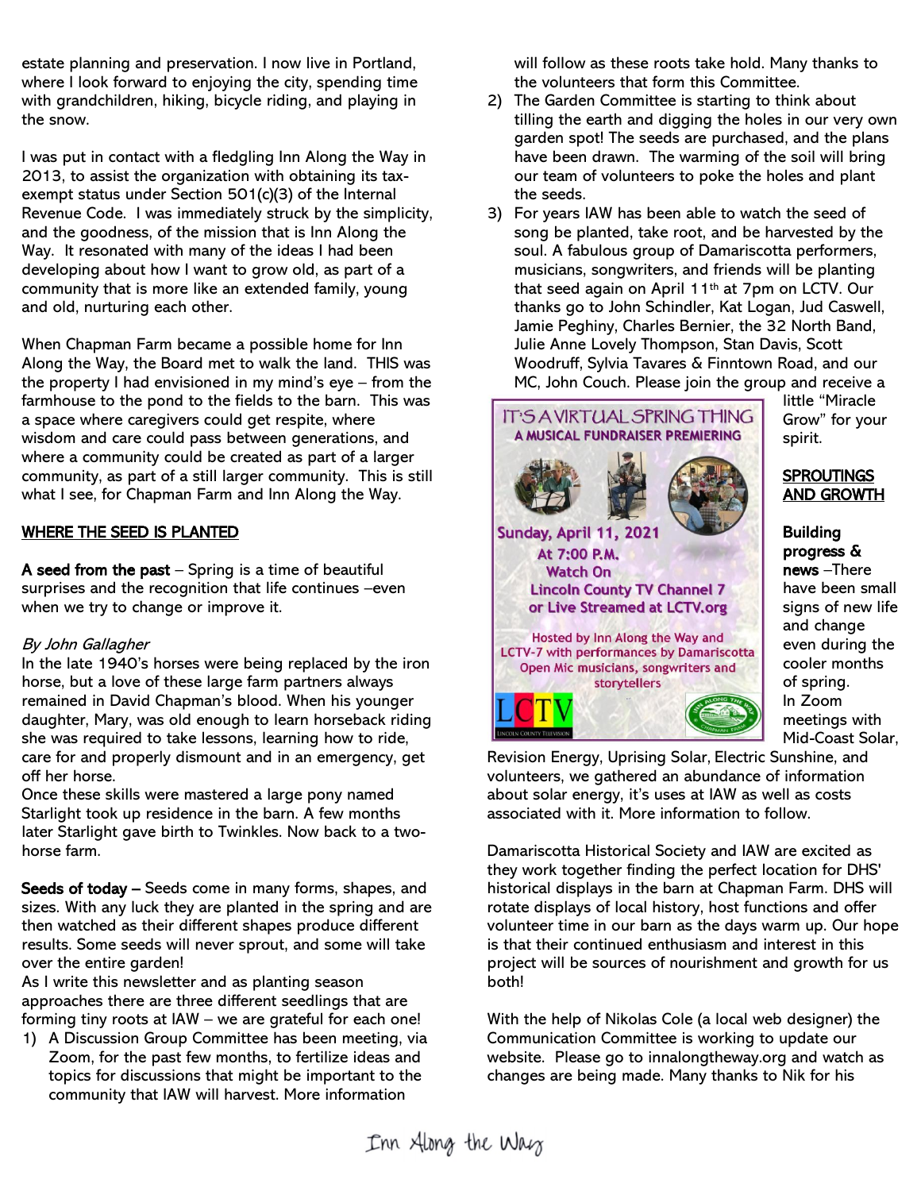estate planning and preservation. I now live in Portland, where I look forward to enjoying the city, spending time with grandchildren, hiking, bicycle riding, and playing in the snow.

I was put in contact with a fledgling Inn Along the Way in 2013, to assist the organization with obtaining its tax-exempt status under Section 501(c)(3) of the Internal Revenue Code. I was immediately struck by the simplicity, and the goodness, of the mission that is Inn Along the Way. It resonated with many of the ideas I had been developing about how I want to grow old, as part of a community that is more like an extended family, young and old, nurturing each other.

When Chapman Farm became a possible home for Inn Along the Way, the Board met to walk the land. THIS was the property I had envisioned in my mind's eye – from the farmhouse to the pond to the fields to the barn. This was a space where caregivers could get respite, where wisdom and care could pass between generations, and where a community could be created as part of a larger community, as part of a still larger community. This is still what I see, for Chapman Farm and Inn Along the Way.

## WHERE THE SEED IS PLANTED

**A seed from the past** – Spring is a time of beautiful surprises and the recognition that life continues –even when we try to change or improve it.

*By John Gallagher*

In the late 1940's horses were being replaced by the iron horse, but a love of these large farm partners always remained in David Chapman's blood. When his younger daughter, Mary, was old enough to learn horseback riding she was required to take lessons, learning how to ride, care for and properly dismount and in an emergency, get off her horse.

Once these skills were mastered a large pony named Starlight took up residence in the barn. A few months later Starlight gave birth to Twinkles. Now back to a two-horse farm.

**Seeds of today** – Seeds come in many forms, shapes, and sizes. With any luck they are planted in the spring and are then watched as their different shapes produce different results. Some seeds will never sprout, and some will take over the entire garden!

As I write this newsletter and as planting season approaches there are three different seedlings that are forming tiny roots at IAW – we are grateful for each one!

1) A Discussion Group Committee has been meeting, via Zoom, for the past few months, to fertilize ideas and topics for discussions that might be important to the community that IAW will harvest. More information will follow as these roots take hold. Many thanks to the volunteers that form this Committee.
2) The Garden Committee is starting to think about tilling the earth and digging the holes in our very own garden spot! The seeds are purchased, and the plans have been drawn. The warming of the soil will bring our team of volunteers to poke the holes and plant the seeds.
3) For years IAW has been able to watch the seed of song be planted, take root, and be harvested by the soul. A fabulous group of Damariscotta performers, musicians, songwriters, and friends will be planting that seed again on April 11th at 7pm on LCTV. Our thanks go to John Schindler, Kat Logan, Jud Caswell, Jamie Peghiny, Charles Bernier, the 32 North Band, Julie Anne Lovely Thompson, Stan Davis, Scott Woodruff, Sylvia Tavares & Finntown Road, and our MC, John Couch. Please join the group and receive a little "Miracle Grow" for your spirit.

IT'S A VIRTUAL SPRING THING
A MUSICAL FUNDRAISER PREMIERING
Sunday, April 11, 2021
At 7:00 P.M.
Watch On
Lincoln County TV Channel 7
or Live Streamed at LCTV.org
Hosted by Inn Along the Way and LCTV-7 with performances by Damariscotta Open Mic musicians, songwriters and storytellers

## SPROUTINGS AND GROWTH

**Building progress & news** –There have been small signs of new life and change even during the cooler months of spring. In Zoom meetings with Mid-Coast Solar, Revision Energy, Uprising Solar, Electric Sunshine, and volunteers, we gathered an abundance of information about solar energy, it's uses at IAW as well as costs associated with it. More information to follow.

Damariscotta Historical Society and IAW are excited as they work together finding the perfect location for DHS' historical displays in the barn at Chapman Farm. DHS will rotate displays of local history, host functions and offer volunteer time in our barn as the days warm up. Our hope is that their continued enthusiasm and interest in this project will be sources of nourishment and growth for us both!

With the help of Nikolas Cole (a local web designer) the Communication Committee is working to update our website. Please go to innalongtheway.org and watch as changes are being made. Many thanks to Nik for his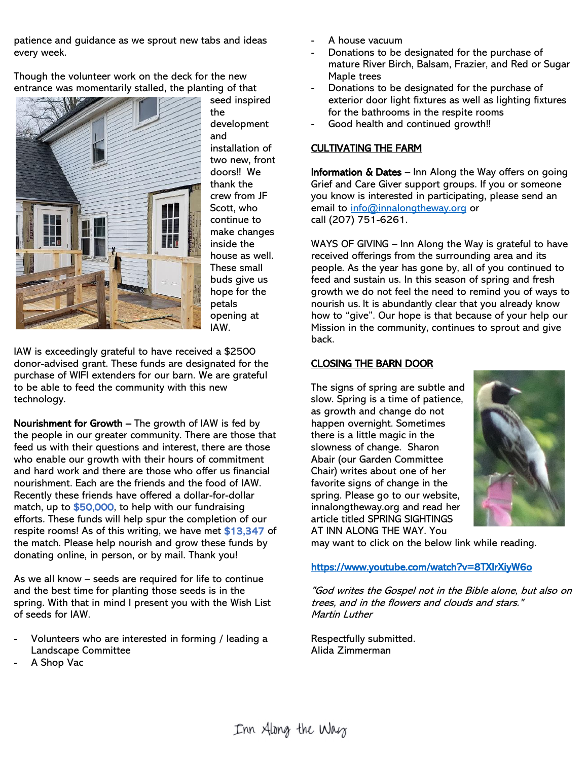patience and guidance as we sprout new tabs and ideas every week.

Though the volunteer work on the deck for the new entrance was momentarily stalled, the planting of that seed inspired the development and installation of two new, front doors!! We thank the crew from JF Scott, who continue to make changes inside the house as well. These small buds give us hope for the petals opening at IAW.

IAW is exceedingly grateful to have received a $2500 donor-advised grant. These funds are designated for the purchase of WIFI extenders for our barn. We are grateful to be able to feed the community with this new technology.

**Nourishment for Growth –** The growth of IAW is fed by the people in our greater community. There are those that feed us with their questions and interest, there are those who enable our growth with their hours of commitment and hard work and there are those who offer us financial nourishment. Each are the friends and the food of IAW. Recently these friends have offered a dollar-for-dollar match, up to $50,000, to help with our fundraising efforts. These funds will help spur the completion of our respite rooms! As of this writing, we have met $13,347 of the match. Please help nourish and grow these funds by donating online, in person, or by mail. Thank you!

As we all know – seeds are required for life to continue and the best time for planting those seeds is in the spring. With that in mind I present you with the Wish List of seeds for IAW.

- Volunteers who are interested in forming / leading a Landscape Committee
- A Shop Vac
- A house vacuum
- Donations to be designated for the purchase of mature River Birch, Balsam, Frazier, and Red or Sugar Maple trees
- Donations to be designated for the purchase of exterior door light fixtures as well as lighting fixtures for the bathrooms in the respite rooms
- Good health and continued growth!!

## CULTIVATING THE FARM

**Information & Dates** – Inn Along the Way offers on going Grief and Care Giver support groups. If you or someone you know is interested in participating, please send an email to info@innalongtheway.org or call (207) 751-6261.

WAYS OF GIVING – Inn Along the Way is grateful to have received offerings from the surrounding area and its people. As the year has gone by, all of you continued to feed and sustain us. In this season of spring and fresh growth we do not feel the need to remind you of ways to nourish us. It is abundantly clear that you already know how to "give". Our hope is that because of your help our Mission in the community, continues to sprout and give back.

## CLOSING THE BARN DOOR

The signs of spring are subtle and slow. Spring is a time of patience, as growth and change do not happen overnight. Sometimes there is a little magic in the slowness of change. Sharon Abair (our Garden Committee Chair) writes about one of her favorite signs of change in the spring. Please go to our website, innalongtheway.org and read her article titled SPRING SIGHTINGS AT INN ALONG THE WAY. You may want to click on the below link while reading.

https://www.youtube.com/watch?v=8TXIrXiyW6o

*"God writes the Gospel not in the Bible alone, but also on trees, and in the flowers and clouds and stars."*
*Martin Luther*

Respectfully submitted.
Alida Zimmerman